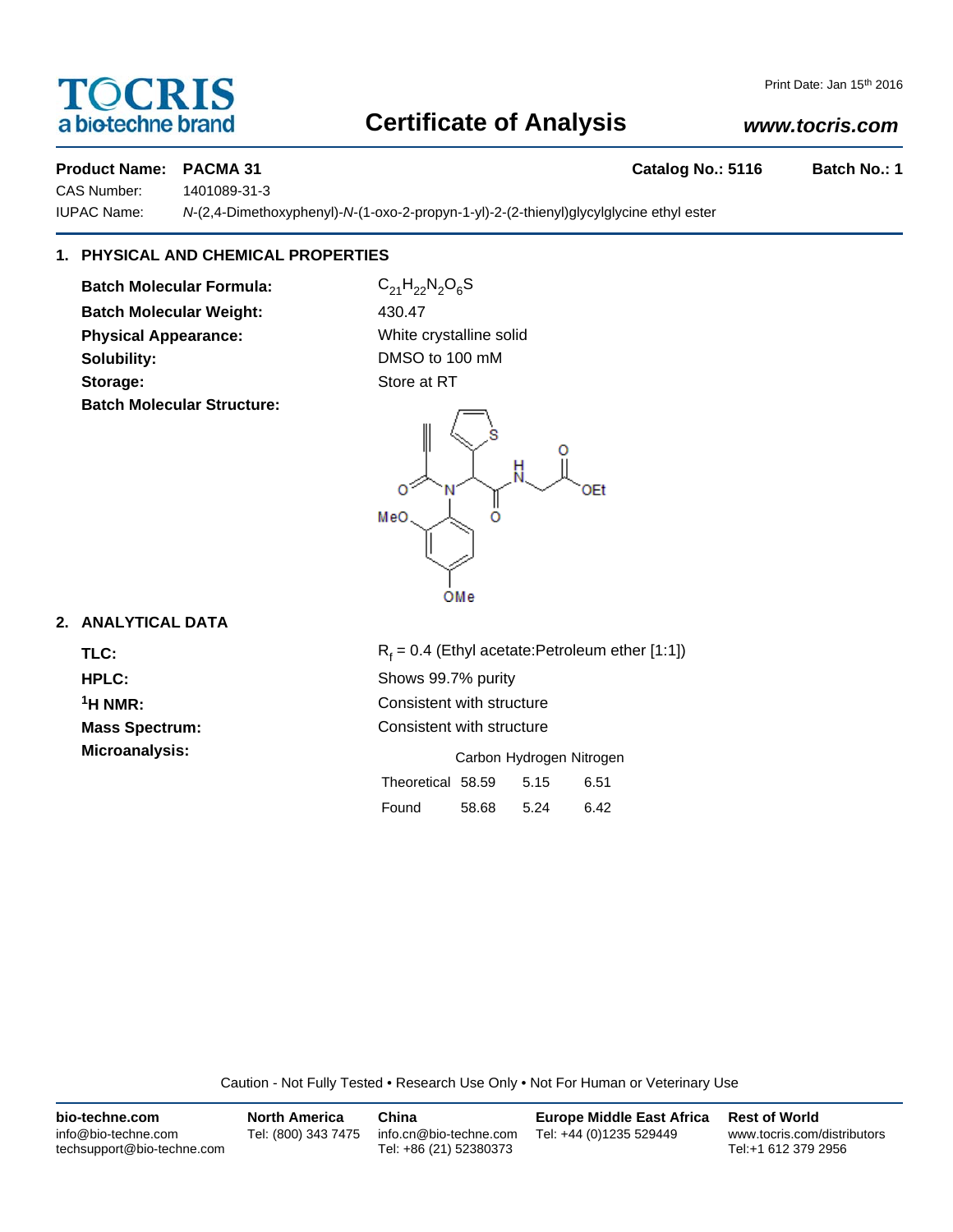TOCRIS
a biotechne brand

# Certificate of Analysis

www.tocris.com

Print Date: Jan 15th 2016

**Product Name:** **PACMA 31** **Catalog No.: 5116** **Batch No.: 1**

CAS Number: 1401089-31-3

IUPAC Name: *N*-(2,4-Dimethoxyphenyl)-*N*-(1-oxo-2-propyn-1-yl)-2-(2-thienyl)glycylglycine ethyl ester

## 1. PHYSICAL AND CHEMICAL PROPERTIES

**Batch Molecular Formula:** $C_{21}H_{22}N_2O_6S$

**Batch Molecular Weight:** 430.47

**Physical Appearance:** White crystalline solid

**Solubility:** DMSO to 100 mM

**Storage:** Store at RT

**Batch Molecular Structure:**

## 2. ANALYTICAL DATA

**TLC:** $R_f$ = 0.4 (Ethyl acetate:Petroleum ether [1:1])

**HPLC:** Shows 99.7% purity

**$^1$H NMR:** Consistent with structure

**Mass Spectrum:** Consistent with structure

**Microanalysis:**

| | Carbon | Hydrogen | Nitrogen |
|---|---|---|---|
| Theoretical | 58.59 | 5.15 | 6.51 |
| Found | 58.68 | 5.24 | 6.42 |

Caution - Not Fully Tested • Research Use Only • Not For Human or Veterinary Use

**bio-techne.com**
info@bio-techne.com
techsupport@bio-techne.com

**North America**
Tel: (800) 343 7475

**China**
info.cn@bio-techne.com
Tel: +86 (21) 52380373

**Europe Middle East Africa**
Tel: +44 (0)1235 529449

**Rest of World**
www.tocris.com/distributors
Tel:+1 612 379 2956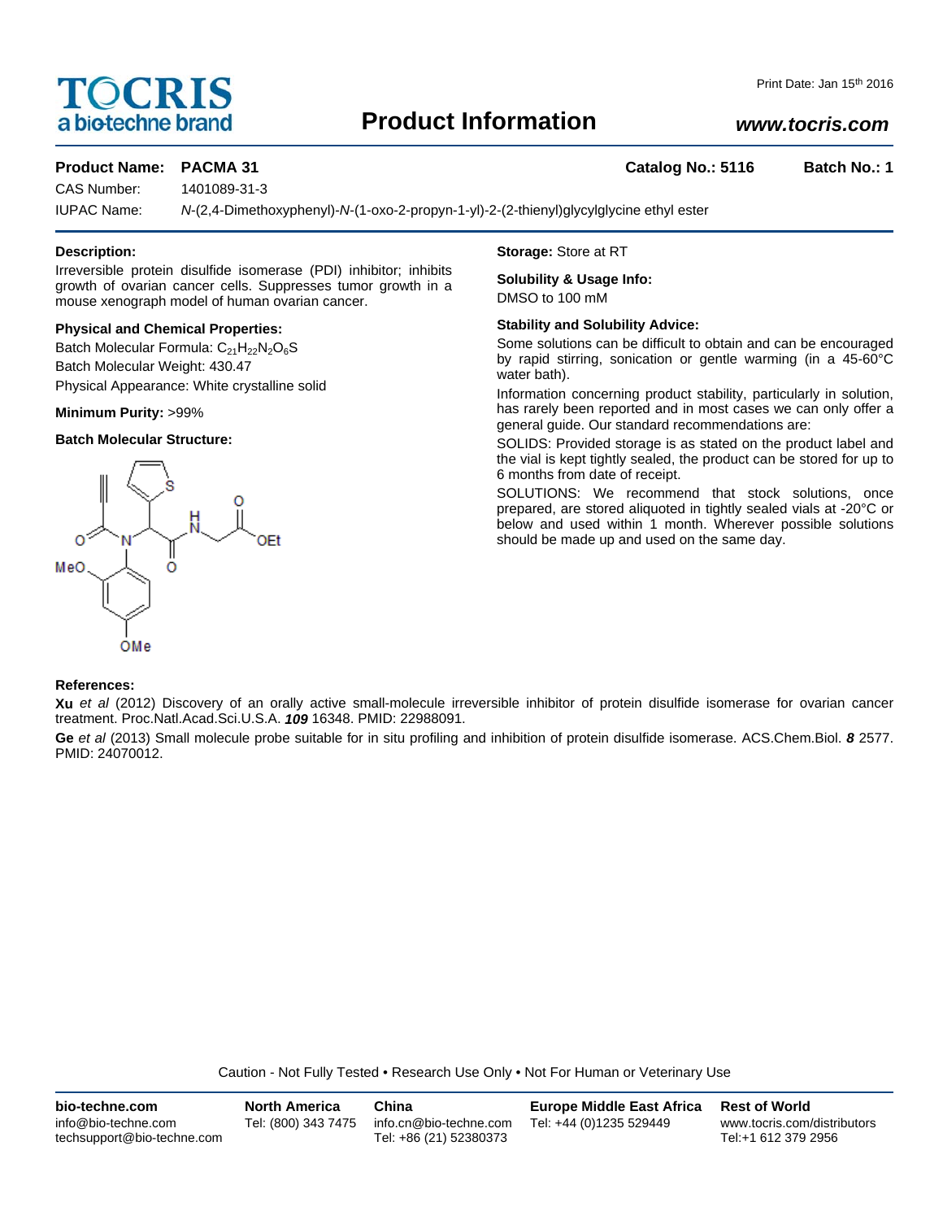# Product Information

Print Date: Jan 15th 2016

www.tocris.com

**Product Name: PACMA 31** **Catalog No.: 5116** **Batch No.: 1**

CAS Number: 1401089-31-3

IUPAC Name: *N*-(2,4-Dimethoxyphenyl)-*N*-(1-oxo-2-propyn-1-yl)-2-(2-thienyl)glycylglycine ethyl ester

### Description:

Irreversible protein disulfide isomerase (PDI) inhibitor; inhibits growth of ovarian cancer cells. Suppresses tumor growth in a mouse xenograph model of human ovarian cancer.

### Physical and Chemical Properties:

Batch Molecular Formula: $C_{21}H_{22}N_2O_6S$

Batch Molecular Weight: 430.47

Physical Appearance: White crystalline solid

**Minimum Purity:** >99%

### Batch Molecular Structure:

O N MeO OMe S H N O O OEt O

**Storage:** Store at RT

### Solubility & Usage Info:

DMSO to 100 mM

### Stability and Solubility Advice:

Some solutions can be difficult to obtain and can be encouraged by rapid stirring, sonication or gentle warming (in a 45-60°C water bath).

Information concerning product stability, particularly in solution, has rarely been reported and in most cases we can only offer a general guide. Our standard recommendations are:

SOLIDS: Provided storage is as stated on the product label and the vial is kept tightly sealed, the product can be stored for up to 6 months from date of receipt.

SOLUTIONS: We recommend that stock solutions, once prepared, are stored aliquoted in tightly sealed vials at -20°C or below and used within 1 month. Wherever possible solutions should be made up and used on the same day.

### References:

**Xu** *et al* (2012) Discovery of an orally active small-molecule irreversible inhibitor of protein disulfide isomerase for ovarian cancer treatment. Proc.Natl.Acad.Sci.U.S.A. ***109*** 16348. PMID: 22988091.

**Ge** *et al* (2013) Small molecule probe suitable for in situ profiling and inhibition of protein disulfide isomerase. ACS.Chem.Biol. ***8*** 2577. PMID: 24070012.

Caution - Not Fully Tested • Research Use Only • Not For Human or Veterinary Use

**bio-techne.com**
info@bio-techne.com
techsupport@bio-techne.com

**North America**
Tel: (800) 343 7475

**China**
info.cn@bio-techne.com
Tel: +86 (21) 52380373

**Europe Middle East Africa**
Tel: +44 (0)1235 529449

**Rest of World**
www.tocris.com/distributors
Tel:+1 612 379 2956